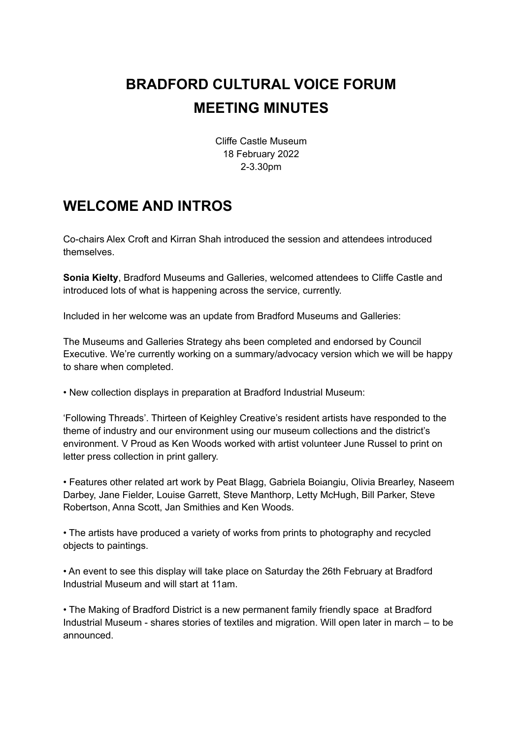# BRADFORD CULTURAL VOICE FORUM
# MEETING MINUTES

Cliffe Castle Museum
18 February 2022
2-3.30pm

## WELCOME AND INTROS

Co-chairs Alex Croft and Kirran Shah introduced the session and attendees introduced themselves.

**Sonia Kielty**, Bradford Museums and Galleries, welcomed attendees to Cliffe Castle and introduced lots of what is happening across the service, currently.

Included in her welcome was an update from Bradford Museums and Galleries:

The Museums and Galleries Strategy ahs been completed and endorsed by Council Executive. We're currently working on a summary/advocacy version which we will be happy to share when completed.

• New collection displays in preparation at Bradford Industrial Museum:

'Following Threads'. Thirteen of Keighley Creative's resident artists have responded to the theme of industry and our environment using our museum collections and the district's environment. V Proud as Ken Woods worked with artist volunteer June Russel to print on letter press collection in print gallery.

• Features other related art work by Peat Blagg, Gabriela Boiangiu, Olivia Brearley, Naseem Darbey, Jane Fielder, Louise Garrett, Steve Manthorp, Letty McHugh, Bill Parker, Steve Robertson, Anna Scott, Jan Smithies and Ken Woods.

• The artists have produced a variety of works from prints to photography and recycled objects to paintings.

• An event to see this display will take place on Saturday the 26th February at Bradford Industrial Museum and will start at 11am.

• The Making of Bradford District is a new permanent family friendly space at Bradford Industrial Museum - shares stories of textiles and migration. Will open later in march – to be announced.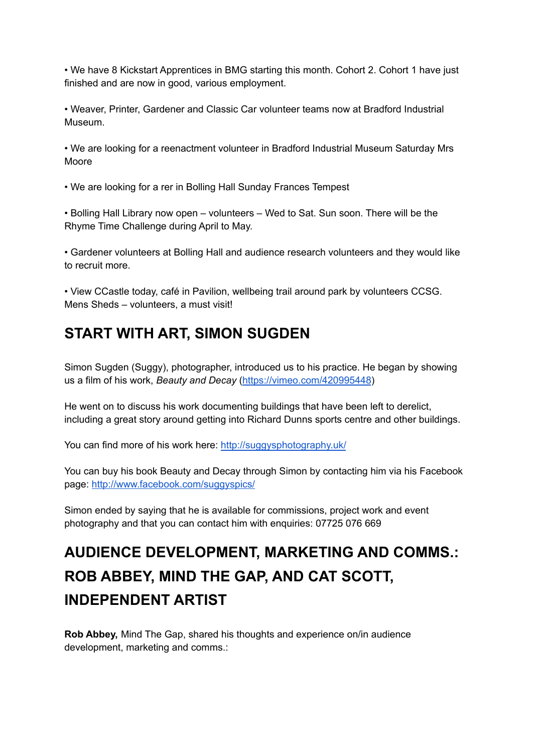• We have 8 Kickstart Apprentices in BMG starting this month. Cohort 2. Cohort 1 have just finished and are now in good, various employment.

• Weaver, Printer, Gardener and Classic Car volunteer teams now at Bradford Industrial Museum.

• We are looking for a reenactment volunteer in Bradford Industrial Museum Saturday Mrs Moore

• We are looking for a rer in Bolling Hall Sunday Frances Tempest

• Bolling Hall Library now open – volunteers – Wed to Sat. Sun soon. There will be the Rhyme Time Challenge during April to May.

• Gardener volunteers at Bolling Hall and audience research volunteers and they would like to recruit more.

• View CCastle today, café in Pavilion, wellbeing trail around park by volunteers CCSG. Mens Sheds – volunteers, a must visit!

## START WITH ART, SIMON SUGDEN

Simon Sugden (Suggy), photographer, introduced us to his practice. He began by showing us a film of his work, *Beauty and Decay* (https://vimeo.com/420995448)

He went on to discuss his work documenting buildings that have been left to derelict, including a great story around getting into Richard Dunns sports centre and other buildings.

You can find more of his work here: http://suggysphotography.uk/

You can buy his book Beauty and Decay through Simon by contacting him via his Facebook page: http://www.facebook.com/suggyspics/

Simon ended by saying that he is available for commissions, project work and event photography and that you can contact him with enquiries: 07725 076 669

## AUDIENCE DEVELOPMENT, MARKETING AND COMMS.: ROB ABBEY, MIND THE GAP, AND CAT SCOTT, INDEPENDENT ARTIST

**Rob Abbey,** Mind The Gap, shared his thoughts and experience on/in audience development, marketing and comms.: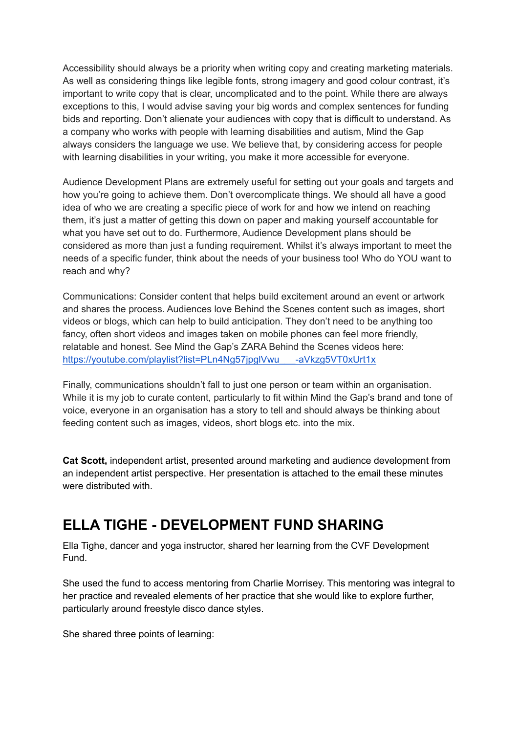Accessibility should always be a priority when writing copy and creating marketing materials. As well as considering things like legible fonts, strong imagery and good colour contrast, it's important to write copy that is clear, uncomplicated and to the point. While there are always exceptions to this, I would advise saving your big words and complex sentences for funding bids and reporting. Don't alienate your audiences with copy that is difficult to understand. As a company who works with people with learning disabilities and autism, Mind the Gap always considers the language we use. We believe that, by considering access for people with learning disabilities in your writing, you make it more accessible for everyone.

Audience Development Plans are extremely useful for setting out your goals and targets and how you're going to achieve them. Don't overcomplicate things. We should all have a good idea of who we are creating a specific piece of work for and how we intend on reaching them, it's just a matter of getting this down on paper and making yourself accountable for what you have set out to do. Furthermore, Audience Development plans should be considered as more than just a funding requirement. Whilst it's always important to meet the needs of a specific funder, think about the needs of your business too! Who do YOU want to reach and why?

Communications: Consider content that helps build excitement around an event or artwork and shares the process. Audiences love Behind the Scenes content such as images, short videos or blogs, which can help to build anticipation. They don't need to be anything too fancy, often short videos and images taken on mobile phones can feel more friendly, relatable and honest. See Mind the Gap's ZARA Behind the Scenes videos here: https://youtube.com/playlist?list=PLn4Ng57jpglVwu___-aVkzg5VT0xUrt1x

Finally, communications shouldn't fall to just one person or team within an organisation. While it is my job to curate content, particularly to fit within Mind the Gap's brand and tone of voice, everyone in an organisation has a story to tell and should always be thinking about feeding content such as images, videos, short blogs etc. into the mix.

**Cat Scott,** independent artist, presented around marketing and audience development from an independent artist perspective. Her presentation is attached to the email these minutes were distributed with.

## ELLA TIGHE - DEVELOPMENT FUND SHARING

Ella Tighe, dancer and yoga instructor, shared her learning from the CVF Development Fund.

She used the fund to access mentoring from Charlie Morrisey. This mentoring was integral to her practice and revealed elements of her practice that she would like to explore further, particularly around freestyle disco dance styles.

She shared three points of learning: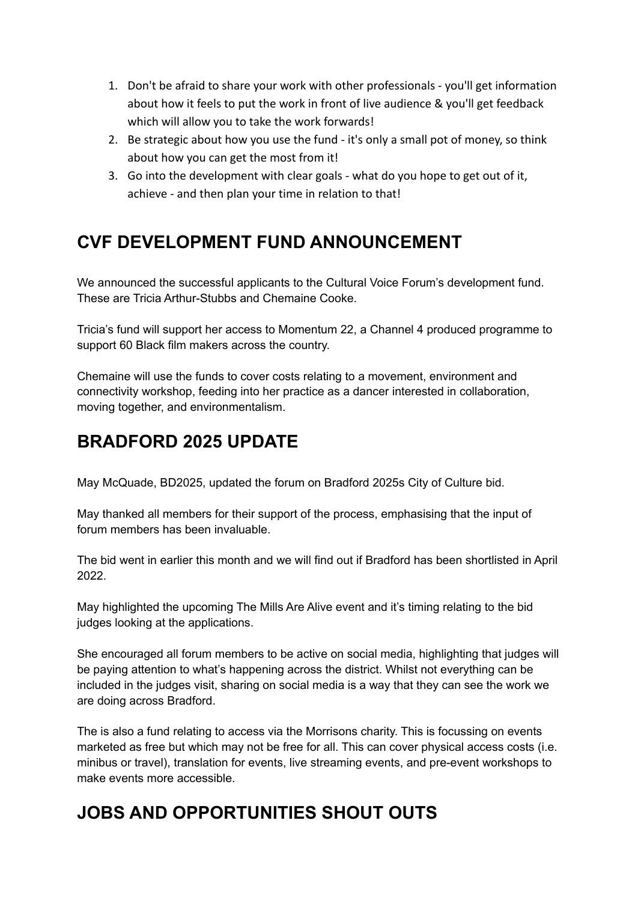1. Don't be afraid to share your work with other professionals - you'll get information about how it feels to put the work in front of live audience & you'll get feedback which will allow you to take the work forwards!
2. Be strategic about how you use the fund - it's only a small pot of money, so think about how you can get the most from it!
3. Go into the development with clear goals - what do you hope to get out of it, achieve - and then plan your time in relation to that!

## CVF DEVELOPMENT FUND ANNOUNCEMENT

We announced the successful applicants to the Cultural Voice Forum's development fund. These are Tricia Arthur-Stubbs and Chemaine Cooke.

Tricia's fund will support her access to Momentum 22, a Channel 4 produced programme to support 60 Black film makers across the country.

Chemaine will use the funds to cover costs relating to a movement, environment and connectivity workshop, feeding into her practice as a dancer interested in collaboration, moving together, and environmentalism.

## BRADFORD 2025 UPDATE

May McQuade, BD2025, updated the forum on Bradford 2025s City of Culture bid.

May thanked all members for their support of the process, emphasising that the input of forum members has been invaluable.

The bid went in earlier this month and we will find out if Bradford has been shortlisted in April 2022.

May highlighted the upcoming The Mills Are Alive event and it's timing relating to the bid judges looking at the applications.

She encouraged all forum members to be active on social media, highlighting that judges will be paying attention to what's happening across the district. Whilst not everything can be included in the judges visit, sharing on social media is a way that they can see the work we are doing across Bradford.

The is also a fund relating to access via the Morrisons charity. This is focussing on events marketed as free but which may not be free for all. This can cover physical access costs (i.e. minibus or travel), translation for events, live streaming events, and pre-event workshops to make events more accessible.

## JOBS AND OPPORTUNITIES SHOUT OUTS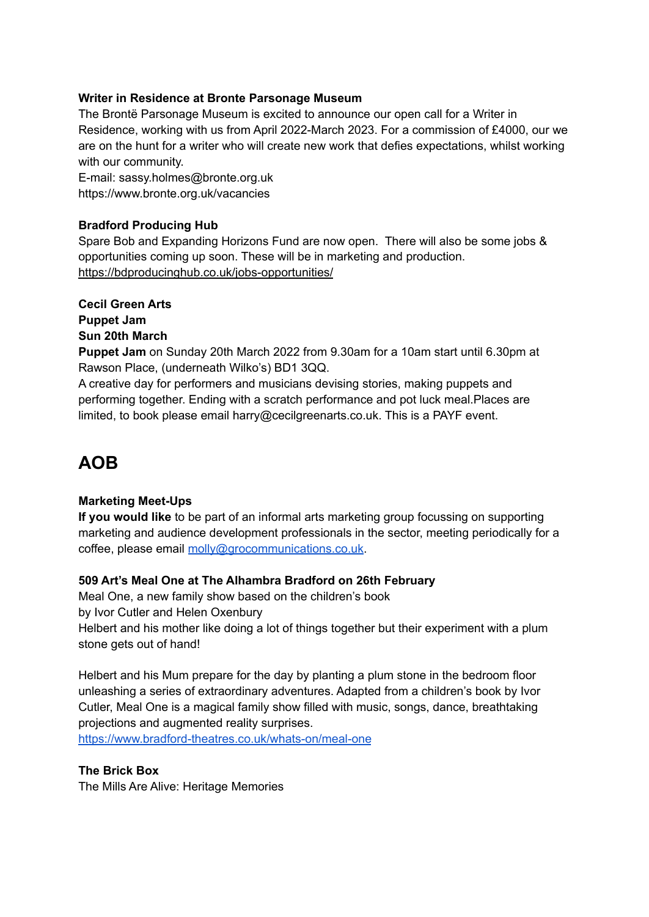**Writer in Residence at Bronte Parsonage Museum**

The Brontë Parsonage Museum is excited to announce our open call for a Writer in Residence, working with us from April 2022-March 2023. For a commission of £4000, our we are on the hunt for a writer who will create new work that defies expectations, whilst working with our community.

E-mail: sassy.holmes@bronte.org.uk

https://www.bronte.org.uk/vacancies

**Bradford Producing Hub**

Spare Bob and Expanding Horizons Fund are now open. There will also be some jobs & opportunities coming up soon. These will be in marketing and production.

https://bdproducinghub.co.uk/jobs-opportunities/

**Cecil Green Arts**
**Puppet Jam**
**Sun 20th March**

**Puppet Jam** on Sunday 20th March 2022 from 9.30am for a 10am start until 6.30pm at Rawson Place, (underneath Wilko's) BD1 3QQ.

A creative day for performers and musicians devising stories, making puppets and performing together. Ending with a scratch performance and pot luck meal.Places are limited, to book please email harry@cecilgreenarts.co.uk. This is a PAYF event.

# AOB

**Marketing Meet-Ups**

**If you would like** to be part of an informal arts marketing group focussing on supporting marketing and audience development professionals in the sector, meeting periodically for a coffee, please email molly@grocommunications.co.uk.

**509 Art's Meal One at The Alhambra Bradford on 26th February**

Meal One, a new family show based on the children's book
by Ivor Cutler and Helen Oxenbury
Helbert and his mother like doing a lot of things together but their experiment with a plum stone gets out of hand!

Helbert and his Mum prepare for the day by planting a plum stone in the bedroom floor unleashing a series of extraordinary adventures. Adapted from a children's book by Ivor Cutler, Meal One is a magical family show filled with music, songs, dance, breathtaking projections and augmented reality surprises.

https://www.bradford-theatres.co.uk/whats-on/meal-one

**The Brick Box**

The Mills Are Alive: Heritage Memories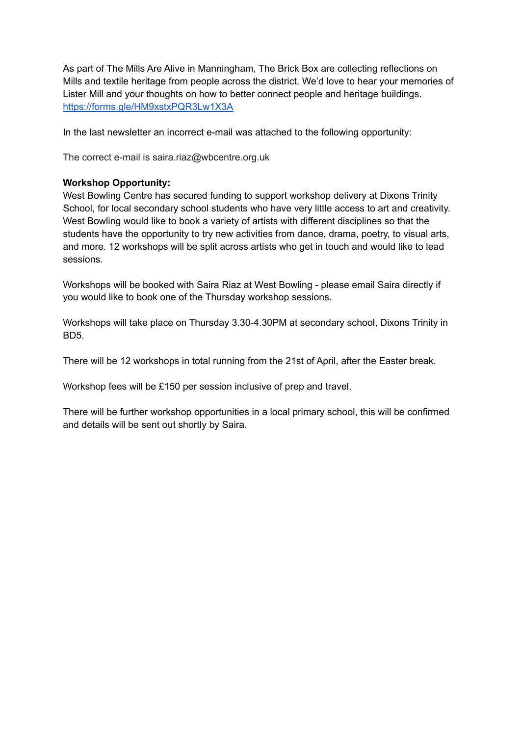As part of The Mills Are Alive in Manningham, The Brick Box are collecting reflections on Mills and textile heritage from people across the district. We'd love to hear your memories of Lister Mill and your thoughts on how to better connect people and heritage buildings. https://forms.gle/HM9xstxPQR3Lw1X3A

In the last newsletter an incorrect e-mail was attached to the following opportunity:

The correct e-mail is saira.riaz@wbcentre.org.uk

**Workshop Opportunity:**
West Bowling Centre has secured funding to support workshop delivery at Dixons Trinity School, for local secondary school students who have very little access to art and creativity. West Bowling would like to book a variety of artists with different disciplines so that the students have the opportunity to try new activities from dance, drama, poetry, to visual arts, and more. 12 workshops will be split across artists who get in touch and would like to lead sessions.

Workshops will be booked with Saira Riaz at West Bowling - please email Saira directly if you would like to book one of the Thursday workshop sessions.

Workshops will take place on Thursday 3.30-4.30PM at secondary school, Dixons Trinity in BD5.

There will be 12 workshops in total running from the 21st of April, after the Easter break.

Workshop fees will be £150 per session inclusive of prep and travel.

There will be further workshop opportunities in a local primary school, this will be confirmed and details will be sent out shortly by Saira.